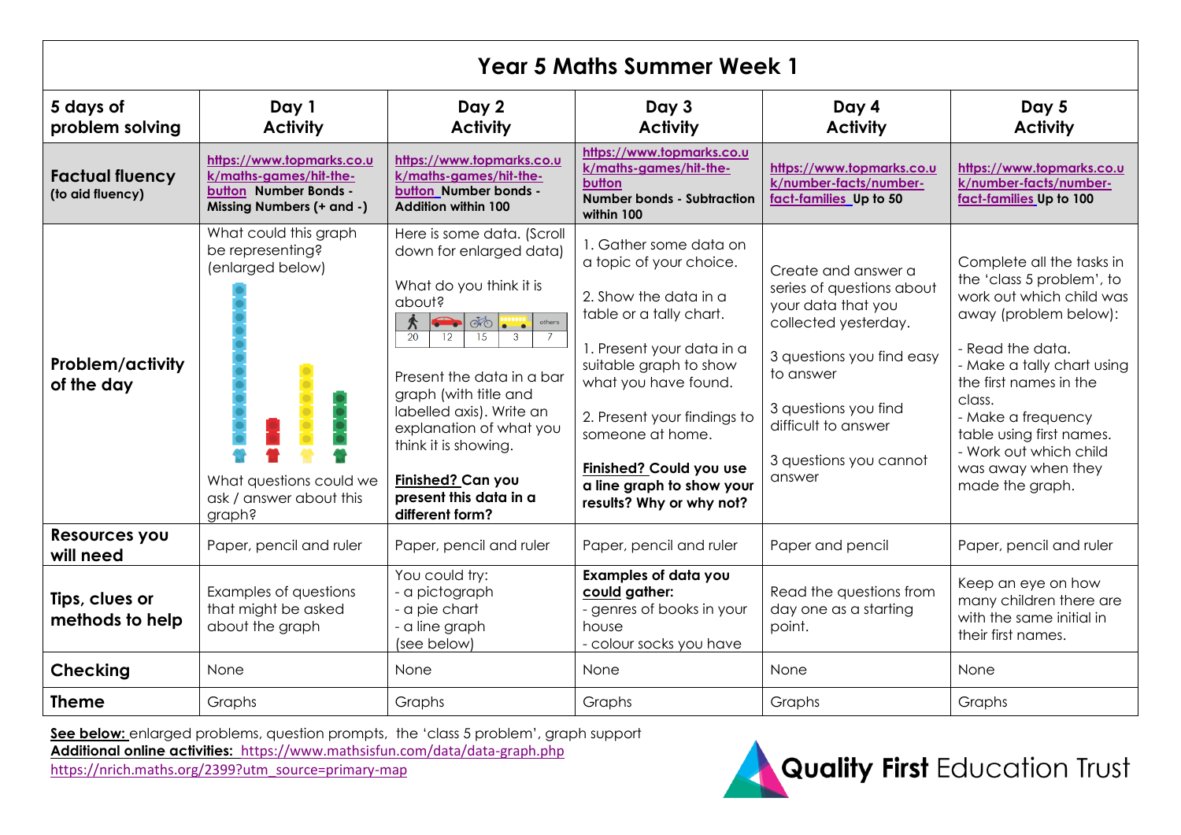# Year 5 Maths Summer Week 1

| 5 days of problem solving | Day 1 Activity | Day 2 Activity | Day 3 Activity | Day 4 Activity | Day 5 Activity |
|---|---|---|---|---|---|
| **Factual fluency** (to aid fluency) | https://www.topmarks.co.uk/maths-games/hit-the-button **Number Bonds - Missing Numbers (+ and -)** | https://www.topmarks.co.uk/maths-games/hit-the-button **Number bonds - Addition within 100** | https://www.topmarks.co.uk/maths-games/hit-the-button **Number bonds - Subtraction within 100** | https://www.topmarks.co.uk/number-facts/number-fact-families **Up to 50** | https://www.topmarks.co.uk/number-facts/number-fact-families **Up to 100** |
| **Problem/activity of the day** | What could this graph be representing? (enlarged below)<br><br>What questions could we ask / answer about this graph? | Here is some data. (Scroll down for enlarged data)<br><br>What do you think it is about?<br><br>20 \| 12 \| 15 \| 3 \| 7 (others)<br><br>Present the data in a bar graph (with title and labelled axis). Write an explanation of what you think it is showing.<br><br>**Finished? Can you present this data in a different form?** | 1. Gather some data on a topic of your choice.<br><br>2. Show the data in a table or a tally chart.<br><br>1. Present your data in a suitable graph to show what you have found.<br><br>2. Present your findings to someone at home.<br><br>**Finished? Could you use a line graph to show your results? Why or why not?** | Create and answer a series of questions about your data that you collected yesterday.<br><br>3 questions you find easy to answer<br><br>3 questions you find difficult to answer<br><br>3 questions you cannot answer | Complete all the tasks in the 'class 5 problem', to work out which child was away (problem below):<br><br>- Read the data.<br>- Make a tally chart using the first names in the class.<br>- Make a frequency table using first names.<br>- Work out which child was away when they made the graph. |
| **Resources you will need** | Paper, pencil and ruler | Paper, pencil and ruler | Paper, pencil and ruler | Paper and pencil | Paper, pencil and ruler |
| **Tips, clues or methods to help** | Examples of questions that might be asked about the graph | You could try:<br>- a pictograph<br>- a pie chart<br>- a line graph<br>(see below) | **Examples of data you could gather:**<br>- genres of books in your house<br>- colour socks you have | Read the questions from day one as a starting point. | Keep an eye on how many children there are with the same initial in their first names. |
| **Checking** | None | None | None | None | None |
| **Theme** | Graphs | Graphs | Graphs | Graphs | Graphs |

**See below:** enlarged problems, question prompts, the 'class 5 problem', graph support

**Additional online activities:** https://www.mathsisfun.com/data/data-graph.php

https://nrich.maths.org/2399?utm_source=primary-map

**Quality First** Education Trust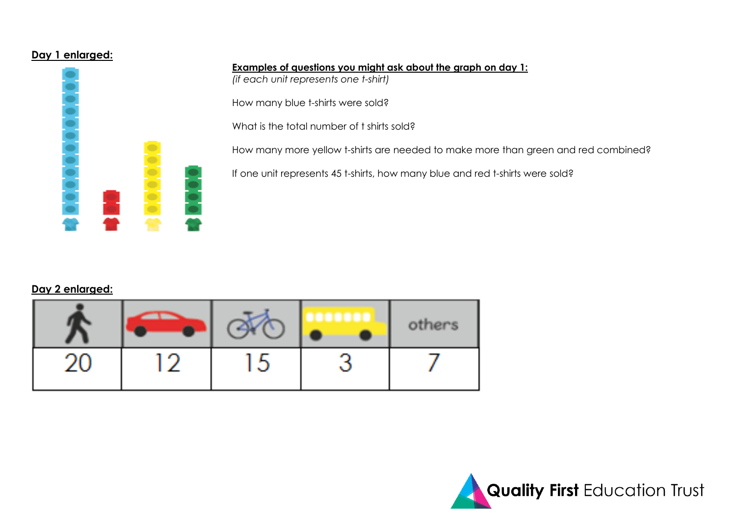**Day 1 enlarged:**

**Examples of questions you might ask about the graph on day 1:**
*(if each unit represents one t-shirt)*

How many blue t-shirts were sold?

What is the total number of t shirts sold?

How many more yellow t-shirts are needed to make more than green and red combined?

If one unit represents 45 t-shirts, how many blue and red t-shirts were sold?

**Day 2 enlarged:**

| (walking) | (car) | (bicycle) | (bus) | others |
|---|---|---|---|---|
| 20 | 12 | 15 | 3 | 7 |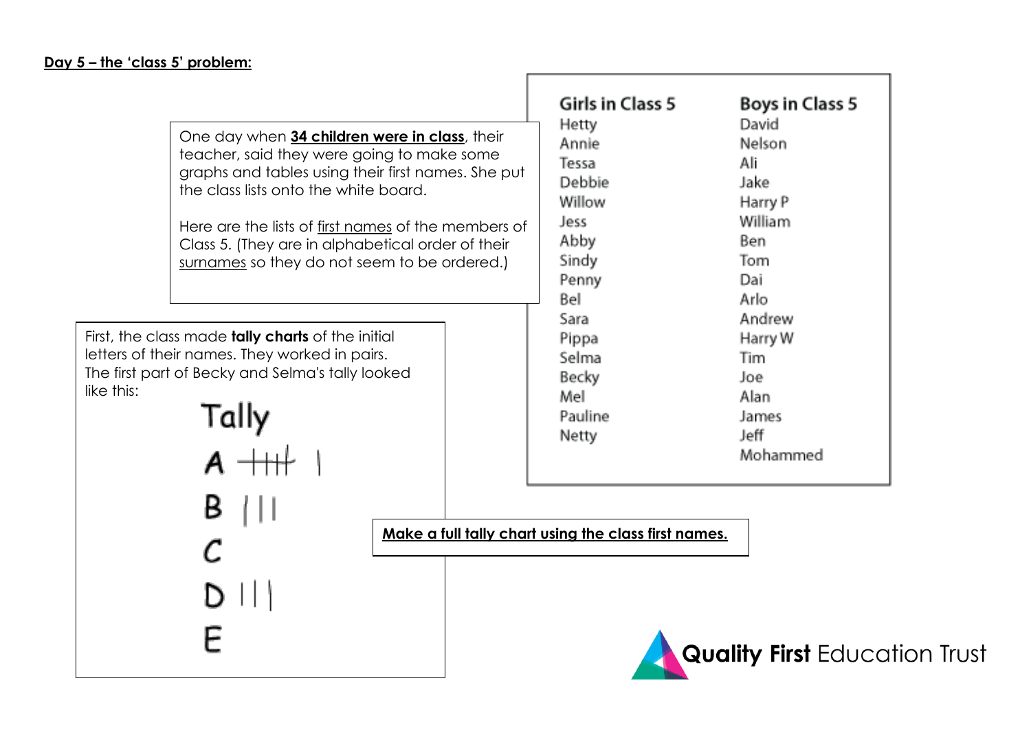**Day 5 – the 'class 5' problem:**

One day when **34 children were in class**, their teacher, said they were going to make some graphs and tables using their first names. She put the class lists onto the white board.

Here are the lists of first names of the members of Class 5. (They are in alphabetical order of their surnames so they do not seem to be ordered.)

| Girls in Class 5 | Boys in Class 5 |
|---|---|
| Hetty | David |
| Annie | Nelson |
| Tessa | Ali |
| Debbie | Jake |
| Willow | Harry P |
| Jess | William |
| Abby | Ben |
| Sindy | Tom |
| Penny | Dai |
| Bel | Arlo |
| Sara | Andrew |
| Pippa | Harry W |
| Selma | Tim |
| Becky | Joe |
| Mel | Alan |
| Pauline | James |
| Netty | Jeff |
| | Mohammed |

First, the class made **tally charts** of the initial letters of their names. They worked in pairs. The first part of Becky and Selma's tally looked like this:

Tally

| Letter | Tally |
|---|---|
| A | 卌 I |
| B | III |
| C | |
| D | III |
| E | |

**Make a full tally chart using the class first names.**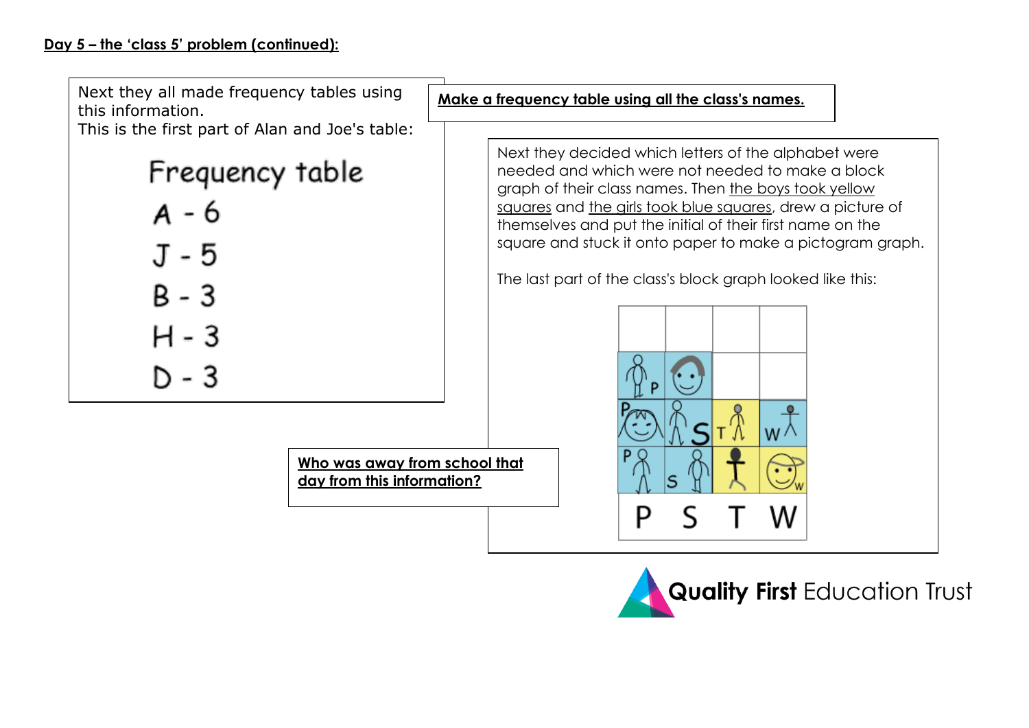**Day 5 – the 'class 5' problem (continued):**

Next they all made frequency tables using this information.
This is the first part of Alan and Joe's table:

Frequency table

A - 6

J - 5

B - 3

H - 3

D - 3

**Make a frequency table using all the class's names.**

Next they decided which letters of the alphabet were needed and which were not needed to make a block graph of their class names. Then the boys took yellow squares and the girls took blue squares, drew a picture of themselves and put the initial of their first name on the square and stuck it onto paper to make a pictogram graph.

The last part of the class's block graph looked like this:

P S T W

**Who was away from school that day from this information?**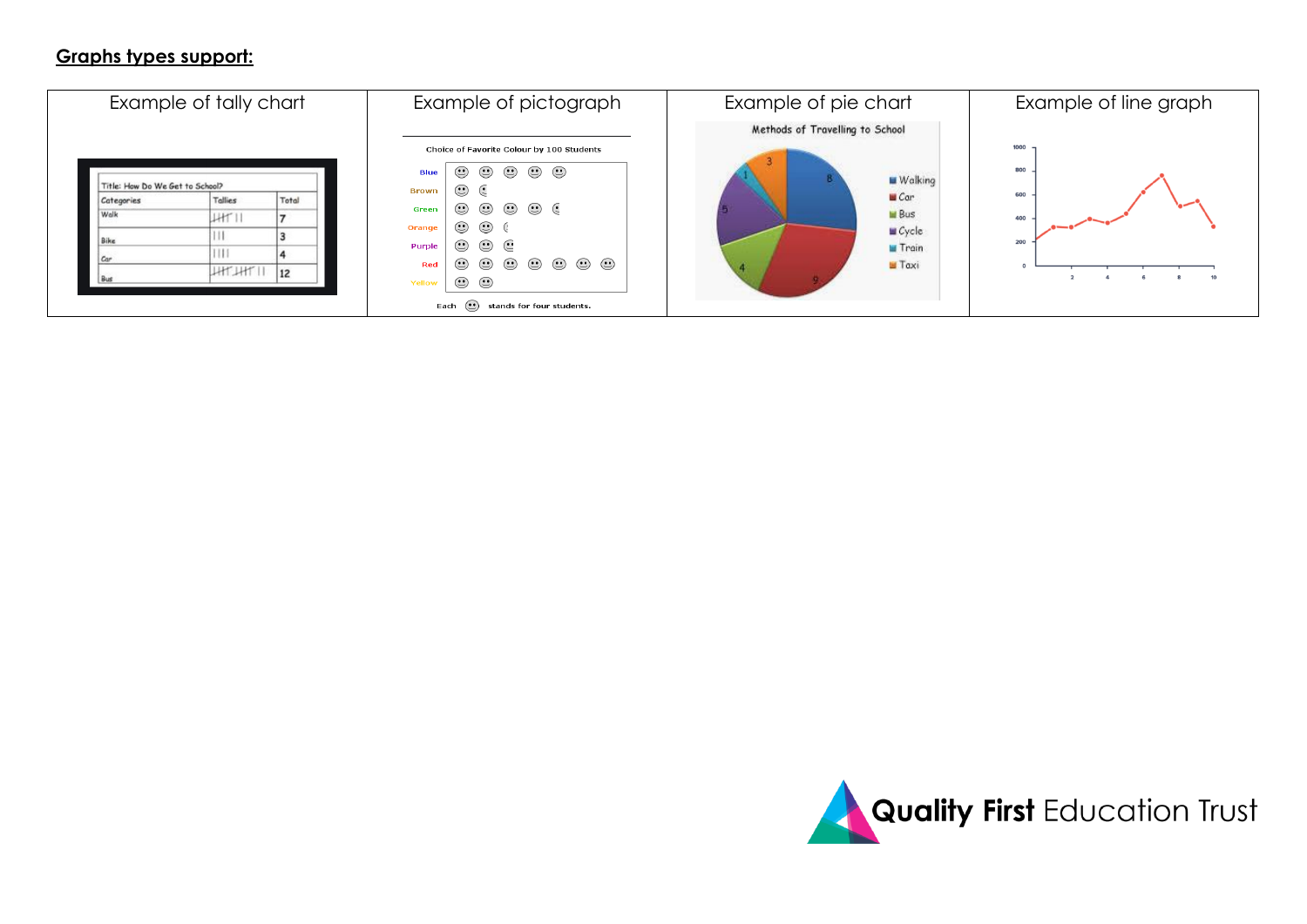**Graphs types support:**

| Example of tally chart | Example of pictograph | Example of pie chart | Example of line graph |
| --- | --- | --- | --- |
| Title: How Do We Get to School?<br>Categories / Tallies / Total<br>Walk 7<br>Bike 3<br>Car 4<br>Bus 12 | Choice of Favorite Colour by 100 Students<br>Blue<br>Brown<br>Green<br>Orange<br>Purple<br>Red<br>Yellow<br>Each stands for four students. | Methods of Travelling to School<br>8, 9, 4, 5, 1, 3<br>Walking<br>Car<br>Bus<br>Cycle<br>Train<br>Taxi | 1000<br>800<br>600<br>400<br>200<br>0<br>2 4 6 8 10 |